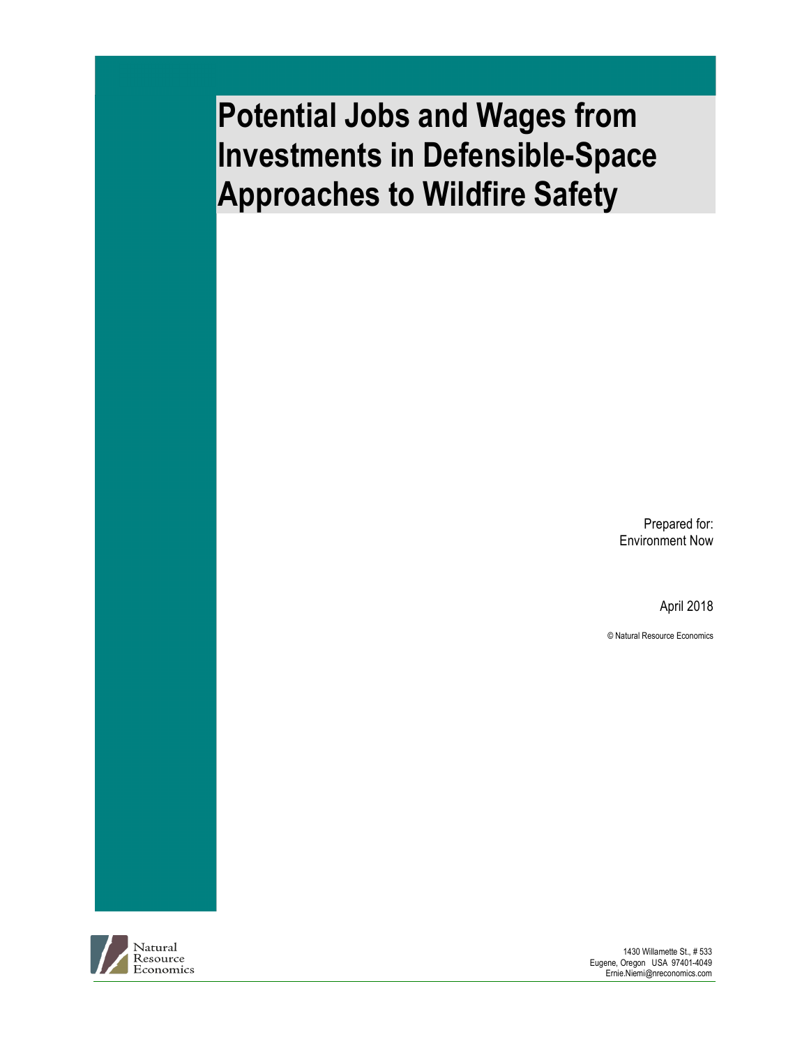# Potential Jobs and Wages from Investments in Defensible-Space Approaches to Wildfire Safety

Prepared for:
Environment Now

April 2018

© Natural Resource Economics

Natural Resource Economics

1430 Willamette St., # 533
Eugene, Oregon USA 97401-4049
Ernie.Niemi@nreconomics.com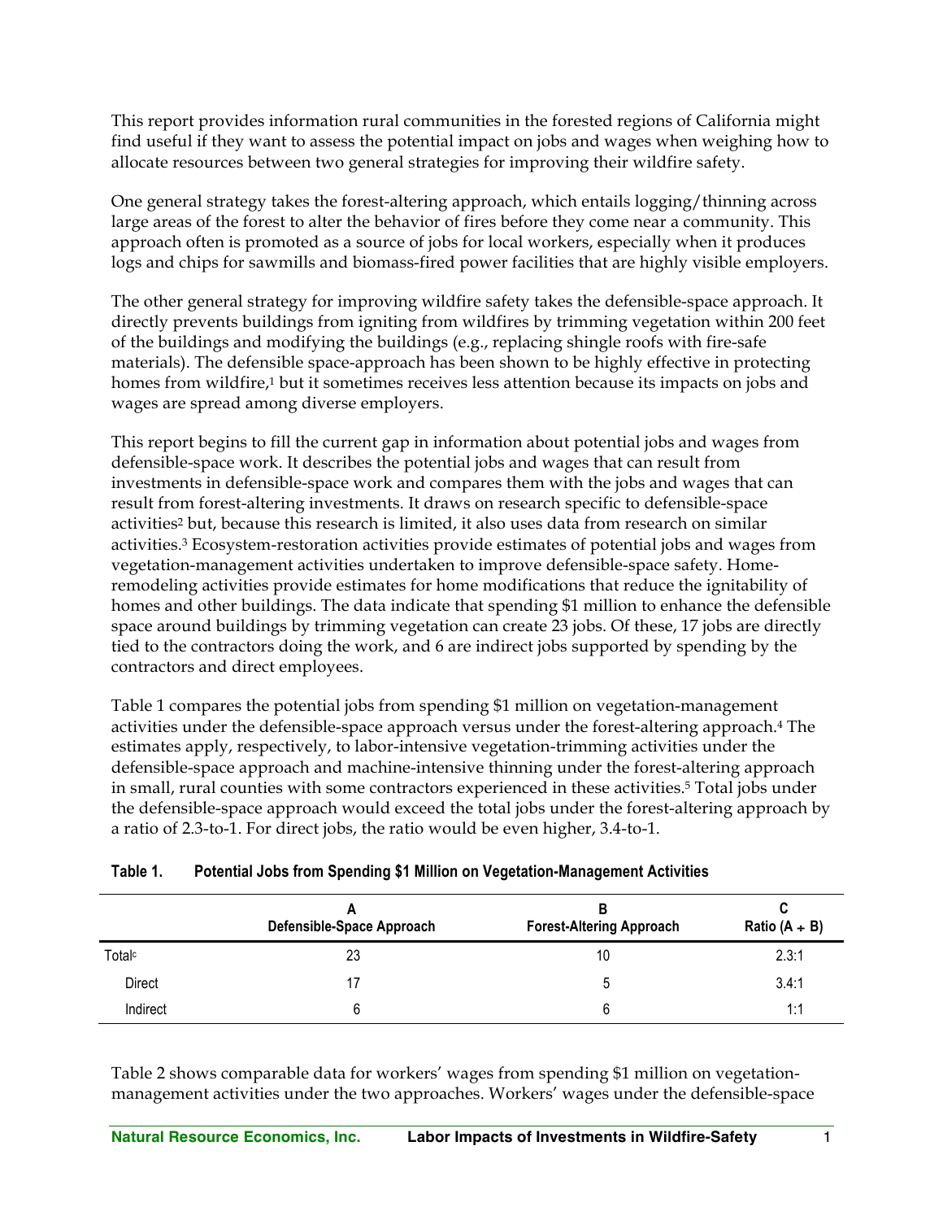This report provides information rural communities in the forested regions of California might find useful if they want to assess the potential impact on jobs and wages when weighing how to allocate resources between two general strategies for improving their wildfire safety.

One general strategy takes the forest-altering approach, which entails logging/thinning across large areas of the forest to alter the behavior of fires before they come near a community. This approach often is promoted as a source of jobs for local workers, especially when it produces logs and chips for sawmills and biomass-fired power facilities that are highly visible employers.

The other general strategy for improving wildfire safety takes the defensible-space approach. It directly prevents buildings from igniting from wildfires by trimming vegetation within 200 feet of the buildings and modifying the buildings (e.g., replacing shingle roofs with fire-safe materials). The defensible space-approach has been shown to be highly effective in protecting homes from wildfire,[1] but it sometimes receives less attention because its impacts on jobs and wages are spread among diverse employers.

This report begins to fill the current gap in information about potential jobs and wages from defensible-space work. It describes the potential jobs and wages that can result from investments in defensible-space work and compares them with the jobs and wages that can result from forest-altering investments. It draws on research specific to defensible-space activities[2] but, because this research is limited, it also uses data from research on similar activities.[3] Ecosystem-restoration activities provide estimates of potential jobs and wages from vegetation-management activities undertaken to improve defensible-space safety. Home-remodeling activities provide estimates for home modifications that reduce the ignitability of homes and other buildings. The data indicate that spending $1 million to enhance the defensible space around buildings by trimming vegetation can create 23 jobs. Of these, 17 jobs are directly tied to the contractors doing the work, and 6 are indirect jobs supported by spending by the contractors and direct employees.

Table 1 compares the potential jobs from spending $1 million on vegetation-management activities under the defensible-space approach versus under the forest-altering approach.[4] The estimates apply, respectively, to labor-intensive vegetation-trimming activities under the defensible-space approach and machine-intensive thinning under the forest-altering approach in small, rural counties with some contractors experienced in these activities.[5] Total jobs under the defensible-space approach would exceed the total jobs under the forest-altering approach by a ratio of 2.3-to-1. For direct jobs, the ratio would be even higher, 3.4-to-1.

**Table 1. Potential Jobs from Spending $1 Million on Vegetation-Management Activities**

| | A<br>Defensible-Space Approach | B<br>Forest-Altering Approach | C<br>Ratio (A ÷ B) |
|---|---|---|---|
| Total[c] | 23 | 10 | 2.3:1 |
| Direct | 17 | 5 | 3.4:1 |
| Indirect | 6 | 6 | 1:1 |

Table 2 shows comparable data for workers' wages from spending $1 million on vegetation-management activities under the two approaches. Workers' wages under the defensible-space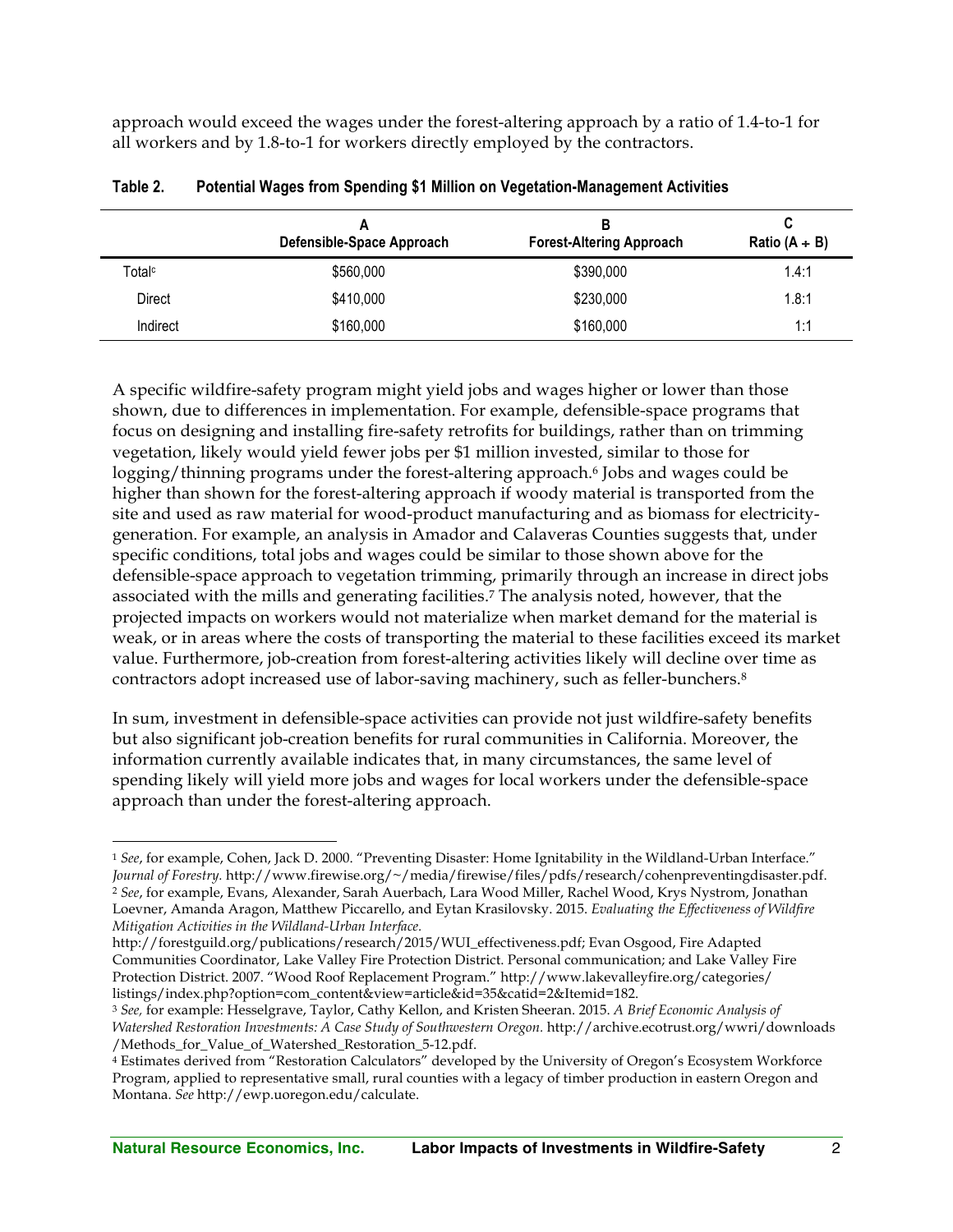approach would exceed the wages under the forest-altering approach by a ratio of 1.4-to-1 for all workers and by 1.8-to-1 for workers directly employed by the contractors.

**Table 2. Potential Wages from Spending $1 Million on Vegetation-Management Activities**

| | A<br>Defensible-Space Approach | B<br>Forest-Altering Approach | C<br>Ratio (A ÷ B) |
|---|---|---|---|
| Total[c] | $560,000 | $390,000 | 1.4:1 |
| Direct | $410,000 | $230,000 | 1.8:1 |
| Indirect | $160,000 | $160,000 | 1:1 |

A specific wildfire-safety program might yield jobs and wages higher or lower than those shown, due to differences in implementation. For example, defensible-space programs that focus on designing and installing fire-safety retrofits for buildings, rather than on trimming vegetation, likely would yield fewer jobs per $1 million invested, similar to those for logging/thinning programs under the forest-altering approach.[6] Jobs and wages could be higher than shown for the forest-altering approach if woody material is transported from the site and used as raw material for wood-product manufacturing and as biomass for electricity-generation. For example, an analysis in Amador and Calaveras Counties suggests that, under specific conditions, total jobs and wages could be similar to those shown above for the defensible-space approach to vegetation trimming, primarily through an increase in direct jobs associated with the mills and generating facilities.[7] The analysis noted, however, that the projected impacts on workers would not materialize when market demand for the material is weak, or in areas where the costs of transporting the material to these facilities exceed its market value. Furthermore, job-creation from forest-altering activities likely will decline over time as contractors adopt increased use of labor-saving machinery, such as feller-bunchers.[8]

In sum, investment in defensible-space activities can provide not just wildfire-safety benefits but also significant job-creation benefits for rural communities in California. Moreover, the information currently available indicates that, in many circumstances, the same level of spending likely will yield more jobs and wages for local workers under the defensible-space approach than under the forest-altering approach.

---

[1] *See*, for example, Cohen, Jack D. 2000. "Preventing Disaster: Home Ignitability in the Wildland-Urban Interface." *Journal of Forestry.* http://www.firewise.org/~/media/firewise/files/pdfs/research/cohenpreventingdisaster.pdf.

[2] *See*, for example, Evans, Alexander, Sarah Auerbach, Lara Wood Miller, Rachel Wood, Krys Nystrom, Jonathan Loevner, Amanda Aragon, Matthew Piccarello, and Eytan Krasilovsky. 2015. *Evaluating the Effectiveness of Wildfire Mitigation Activities in the Wildland-Urban Interface.* http://forestguild.org/publications/research/2015/WUI_effectiveness.pdf; Evan Osgood, Fire Adapted Communities Coordinator, Lake Valley Fire Protection District. Personal communication; and Lake Valley Fire Protection District. 2007. "Wood Roof Replacement Program." http://www.lakevalleyfire.org/categories/listings/index.php?option=com_content&view=article&id=35&catid=2&Itemid=182.

[3] *See,* for example: Hesselgrave, Taylor, Cathy Kellon, and Kristen Sheeran. 2015. *A Brief Economic Analysis of Watershed Restoration Investments: A Case Study of Southwestern Oregon.* http://archive.ecotrust.org/wwri/downloads/Methods_for_Value_of_Watershed_Restoration_5-12.pdf.

[4] Estimates derived from "Restoration Calculators" developed by the University of Oregon's Ecosystem Workforce Program, applied to representative small, rural counties with a legacy of timber production in eastern Oregon and Montana. *See* http://ewp.uoregon.edu/calculate.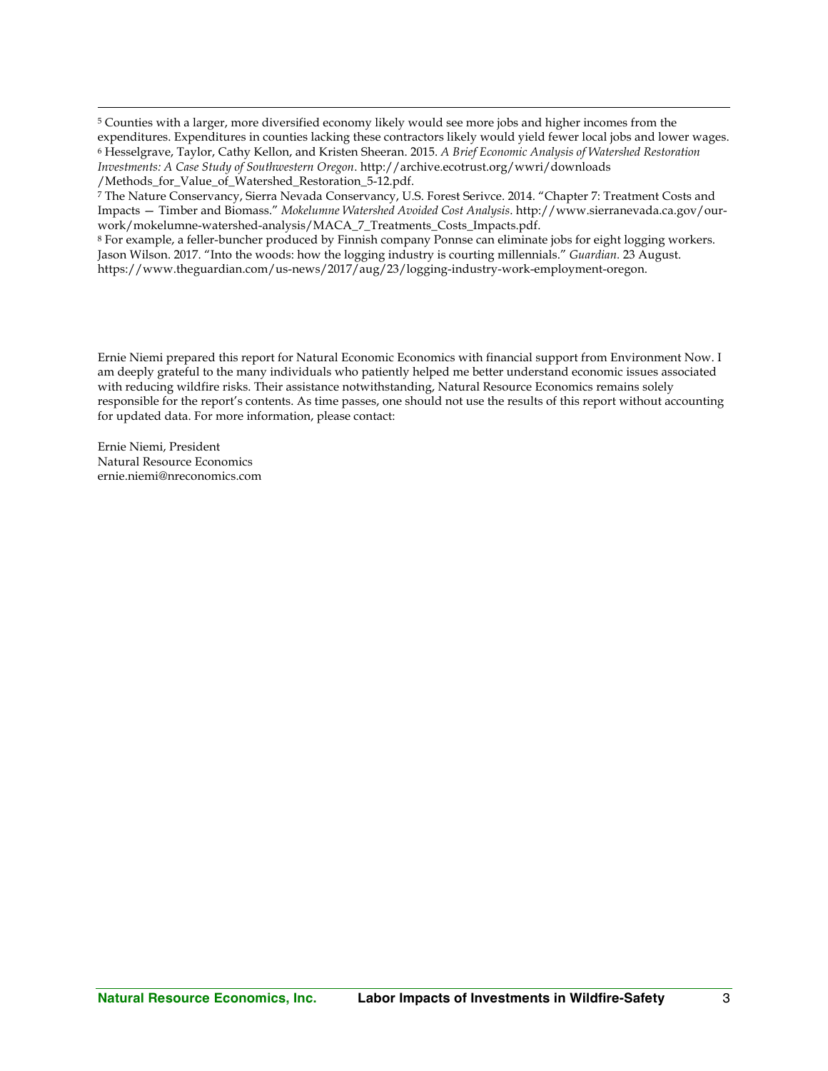[5] Counties with a larger, more diversified economy likely would see more jobs and higher incomes from the expenditures. Expenditures in counties lacking these contractors likely would yield fewer local jobs and lower wages.

[6] Hesselgrave, Taylor, Cathy Kellon, and Kristen Sheeran. 2015. *A Brief Economic Analysis of Watershed Restoration Investments: A Case Study of Southwestern Oregon*. http://archive.ecotrust.org/wwri/downloads/Methods_for_Value_of_Watershed_Restoration_5-12.pdf.

[7] The Nature Conservancy, Sierra Nevada Conservancy, U.S. Forest Serivce. 2014. "Chapter 7: Treatment Costs and Impacts — Timber and Biomass." *Mokelumne Watershed Avoided Cost Analysis*. http://www.sierranevada.ca.gov/our-work/mokelumne-watershed-analysis/MACA_7_Treatments_Costs_Impacts.pdf.

[8] For example, a feller-buncher produced by Finnish company Ponnse can eliminate jobs for eight logging workers. Jason Wilson. 2017. "Into the woods: how the logging industry is courting millennials." *Guardian*. 23 August. https://www.theguardian.com/us-news/2017/aug/23/logging-industry-work-employment-oregon.

Ernie Niemi prepared this report for Natural Economic Economics with financial support from Environment Now. I am deeply grateful to the many individuals who patiently helped me better understand economic issues associated with reducing wildfire risks. Their assistance notwithstanding, Natural Resource Economics remains solely responsible for the report's contents. As time passes, one should not use the results of this report without accounting for updated data. For more information, please contact:

Ernie Niemi, President
Natural Resource Economics
ernie.niemi@nreconomics.com